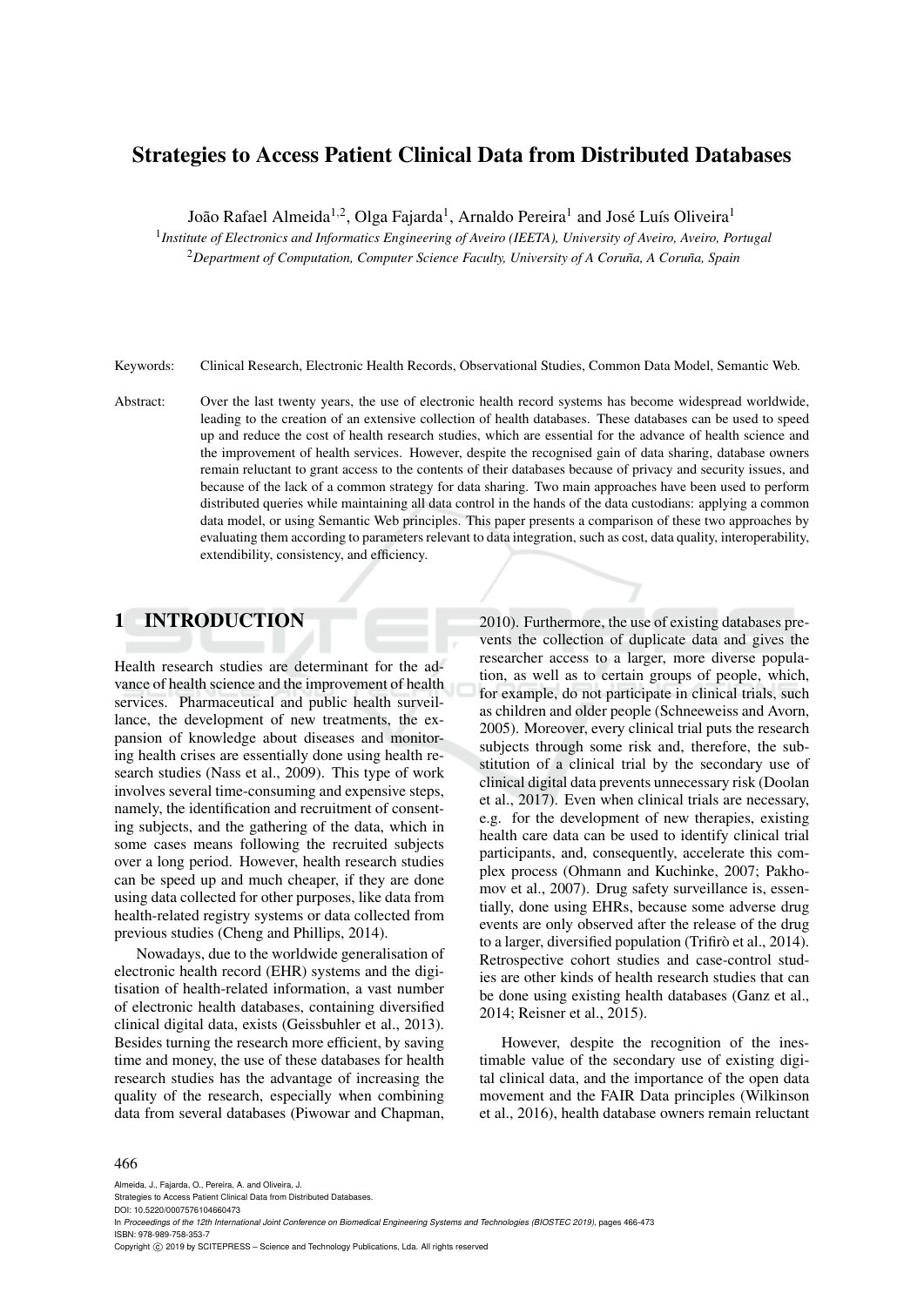# Strategies to Access Patient Clinical Data from Distributed Databases

João Rafael Almeida[1,2], Olga Fajarda[1], Arnaldo Pereira[1] and José Luís Oliveira[1]

[1] *Institute of Electronics and Informatics Engineering of Aveiro (IEETA), University of Aveiro, Aveiro, Portugal*
[2] *Department of Computation, Computer Science Faculty, University of A Coruña, A Coruña, Spain*

Keywords: Clinical Research, Electronic Health Records, Observational Studies, Common Data Model, Semantic Web.

Abstract: Over the last twenty years, the use of electronic health record systems has become widespread worldwide, leading to the creation of an extensive collection of health databases. These databases can be used to speed up and reduce the cost of health research studies, which are essential for the advance of health science and the improvement of health services. However, despite the recognised gain of data sharing, database owners remain reluctant to grant access to the contents of their databases because of privacy and security issues, and because of the lack of a common strategy for data sharing. Two main approaches have been used to perform distributed queries while maintaining all data control in the hands of the data custodians: applying a common data model, or using Semantic Web principles. This paper presents a comparison of these two approaches by evaluating them according to parameters relevant to data integration, such as cost, data quality, interoperability, extendibility, consistency, and efficiency.

## 1 INTRODUCTION

Health research studies are determinant for the advance of health science and the improvement of health services. Pharmaceutical and public health surveillance, the development of new treatments, the expansion of knowledge about diseases and monitoring health crises are essentially done using health research studies (Nass et al., 2009). This type of work involves several time-consuming and expensive steps, namely, the identification and recruitment of consenting subjects, and the gathering of the data, which in some cases means following the recruited subjects over a long period. However, health research studies can be speed up and much cheaper, if they are done using data collected for other purposes, like data from health-related registry systems or data collected from previous studies (Cheng and Phillips, 2014).

Nowadays, due to the worldwide generalisation of electronic health record (EHR) systems and the digitisation of health-related information, a vast number of electronic health databases, containing diversified clinical digital data, exists (Geissbuhler et al., 2013). Besides turning the research more efficient, by saving time and money, the use of these databases for health research studies has the advantage of increasing the quality of the research, especially when combining data from several databases (Piwowar and Chapman, 2010). Furthermore, the use of existing databases prevents the collection of duplicate data and gives the researcher access to a larger, more diverse population, as well as to certain groups of people, which, for example, do not participate in clinical trials, such as children and older people (Schneeweiss and Avorn, 2005). Moreover, every clinical trial puts the research subjects through some risk and, therefore, the substitution of a clinical trial by the secondary use of clinical digital data prevents unnecessary risk (Doolan et al., 2017). Even when clinical trials are necessary, e.g. for the development of new therapies, existing health care data can be used to identify clinical trial participants, and, consequently, accelerate this complex process (Ohmann and Kuchinke, 2007; Pakhomov et al., 2007). Drug safety surveillance is, essentially, done using EHRs, because some adverse drug events are only observed after the release of the drug to a larger, diversified population (Trifirò et al., 2014). Retrospective cohort studies and case-control studies are other kinds of health research studies that can be done using existing health databases (Ganz et al., 2014; Reisner et al., 2015).

However, despite the recognition of the inestimable value of the secondary use of existing digital clinical data, and the importance of the open data movement and the FAIR Data principles (Wilkinson et al., 2016), health database owners remain reluctant

Almeida, J., Fajarda, O., Pereira, A. and Oliveira, J.
Strategies to Access Patient Clinical Data from Distributed Databases.
DOI: 10.5220/0007576104660473
In *Proceedings of the 12th International Joint Conference on Biomedical Engineering Systems and Technologies (BIOSTEC 2019)*, pages 466-473
ISBN: 978-989-758-353-7
Copyright © 2019 by SCITEPRESS – Science and Technology Publications, Lda. All rights reserved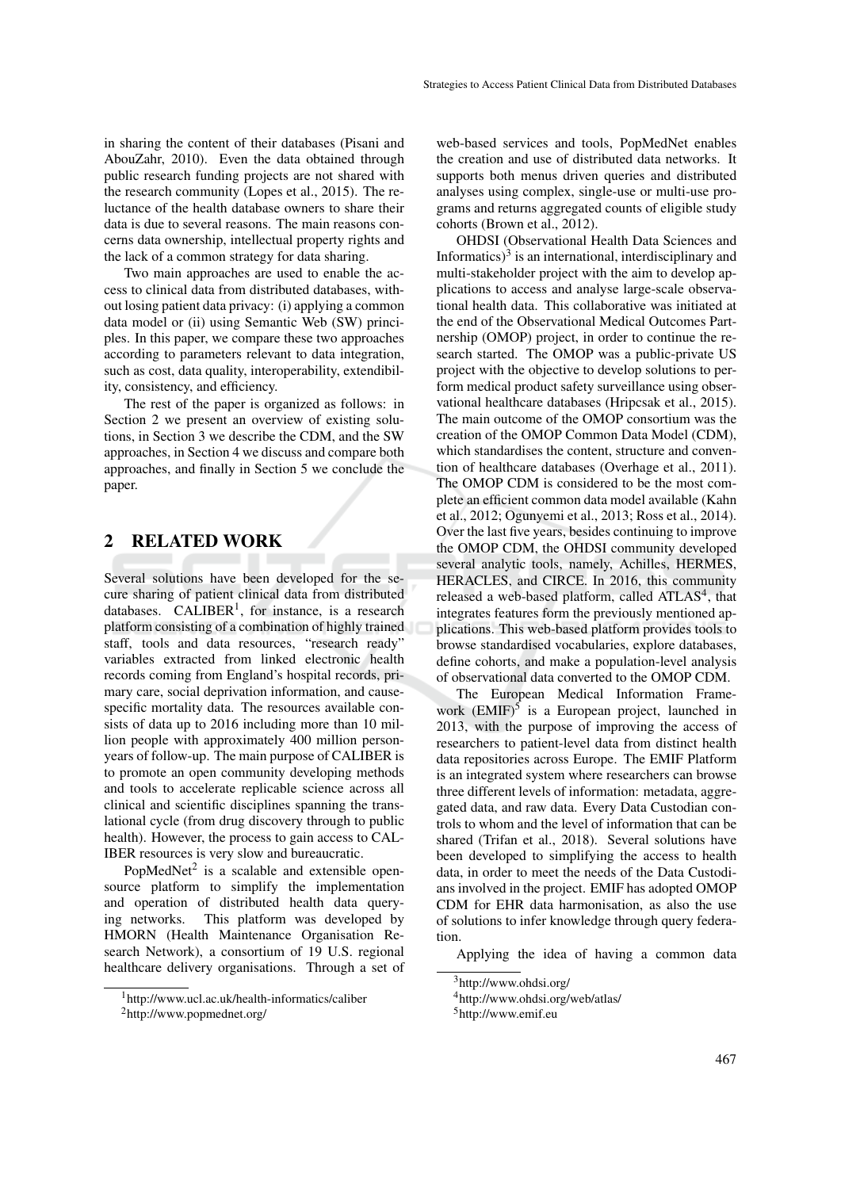in sharing the content of their databases (Pisani and AbouZahr, 2010). Even the data obtained through public research funding projects are not shared with the research community (Lopes et al., 2015). The reluctance of the health database owners to share their data is due to several reasons. The main reasons concerns data ownership, intellectual property rights and the lack of a common strategy for data sharing.

Two main approaches are used to enable the access to clinical data from distributed databases, without losing patient data privacy: (i) applying a common data model or (ii) using Semantic Web (SW) principles. In this paper, we compare these two approaches according to parameters relevant to data integration, such as cost, data quality, interoperability, extendibility, consistency, and efficiency.

The rest of the paper is organized as follows: in Section 2 we present an overview of existing solutions, in Section 3 we describe the CDM, and the SW approaches, in Section 4 we discuss and compare both approaches, and finally in Section 5 we conclude the paper.

## 2 RELATED WORK

Several solutions have been developed for the secure sharing of patient clinical data from distributed databases. CALIBER[1], for instance, is a research platform consisting of a combination of highly trained staff, tools and data resources, "research ready" variables extracted from linked electronic health records coming from England's hospital records, primary care, social deprivation information, and cause-specific mortality data. The resources available consists of data up to 2016 including more than 10 million people with approximately 400 million person-years of follow-up. The main purpose of CALIBER is to promote an open community developing methods and tools to accelerate replicable science across all clinical and scientific disciplines spanning the translational cycle (from drug discovery through to public health). However, the process to gain access to CALIBER resources is very slow and bureaucratic.

PopMedNet[2] is a scalable and extensible open-source platform to simplify the implementation and operation of distributed health data querying networks. This platform was developed by HMORN (Health Maintenance Organisation Research Network), a consortium of 19 U.S. regional healthcare delivery organisations. Through a set of web-based services and tools, PopMedNet enables the creation and use of distributed data networks. It supports both menus driven queries and distributed analyses using complex, single-use or multi-use programs and returns aggregated counts of eligible study cohorts (Brown et al., 2012).

OHDSI (Observational Health Data Sciences and Informatics)[3] is an international, interdisciplinary and multi-stakeholder project with the aim to develop applications to access and analyse large-scale observational health data. This collaborative was initiated at the end of the Observational Medical Outcomes Partnership (OMOP) project, in order to continue the research started. The OMOP was a public-private US project with the objective to develop solutions to perform medical product safety surveillance using observational healthcare databases (Hripcsak et al., 2015). The main outcome of the OMOP consortium was the creation of the OMOP Common Data Model (CDM), which standardises the content, structure and convention of healthcare databases (Overhage et al., 2011). The OMOP CDM is considered to be the most complete an efficient common data model available (Kahn et al., 2012; Ogunyemi et al., 2013; Ross et al., 2014). Over the last five years, besides continuing to improve the OMOP CDM, the OHDSI community developed several analytic tools, namely, Achilles, HERMES, HERACLES, and CIRCE. In 2016, this community released a web-based platform, called ATLAS[4], that integrates features form the previously mentioned applications. This web-based platform provides tools to browse standardised vocabularies, explore databases, define cohorts, and make a population-level analysis of observational data converted to the OMOP CDM.

The European Medical Information Framework (EMIF)[5] is a European project, launched in 2013, with the purpose of improving the access of researchers to patient-level data from distinct health data repositories across Europe. The EMIF Platform is an integrated system where researchers can browse three different levels of information: metadata, aggregated data, and raw data. Every Data Custodian controls to whom and the level of information that can be shared (Trifan et al., 2018). Several solutions have been developed to simplifying the access to health data, in order to meet the needs of the Data Custodians involved in the project. EMIF has adopted OMOP CDM for EHR data harmonisation, as also the use of solutions to infer knowledge through query federation.

Applying the idea of having a common data

[1] http://www.ucl.ac.uk/health-informatics/caliber

[2] http://www.popmednet.org/

[3] http://www.ohdsi.org/

[4] http://www.ohdsi.org/web/atlas/

[5] http://www.emif.eu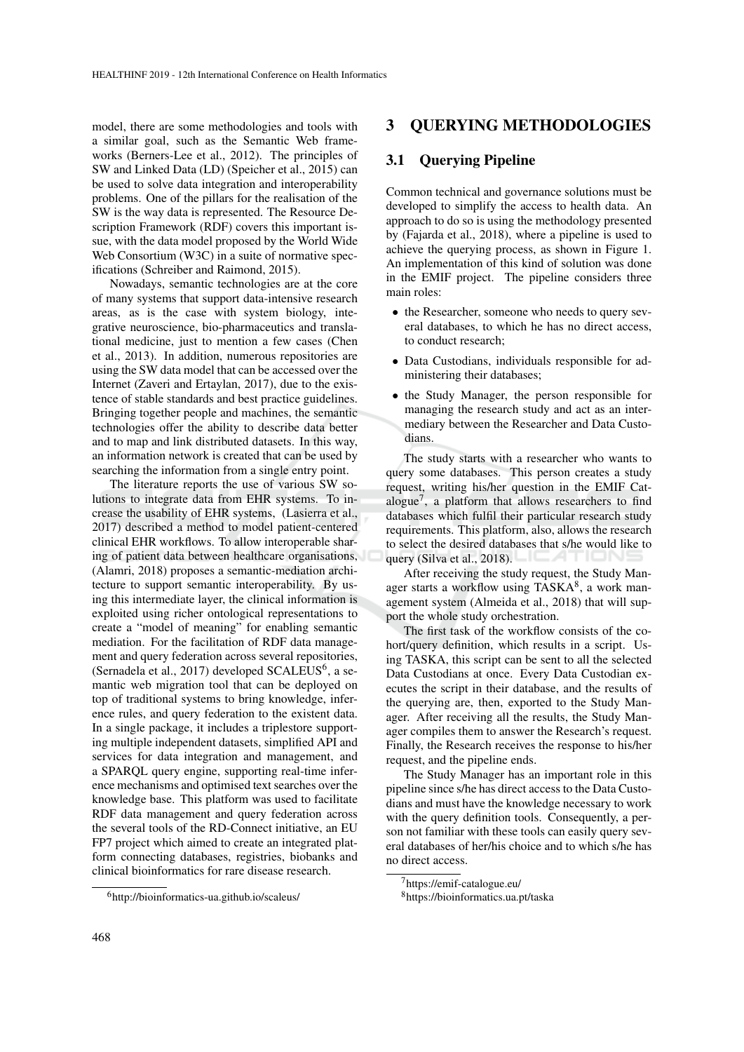model, there are some methodologies and tools with a similar goal, such as the Semantic Web frameworks (Berners-Lee et al., 2012). The principles of SW and Linked Data (LD) (Speicher et al., 2015) can be used to solve data integration and interoperability problems. One of the pillars for the realisation of the SW is the way data is represented. The Resource Description Framework (RDF) covers this important issue, with the data model proposed by the World Wide Web Consortium (W3C) in a suite of normative specifications (Schreiber and Raimond, 2015).

Nowadays, semantic technologies are at the core of many systems that support data-intensive research areas, as is the case with system biology, integrative neuroscience, bio-pharmaceutics and translational medicine, just to mention a few cases (Chen et al., 2013). In addition, numerous repositories are using the SW data model that can be accessed over the Internet (Zaveri and Ertaylan, 2017), due to the existence of stable standards and best practice guidelines. Bringing together people and machines, the semantic technologies offer the ability to describe data better and to map and link distributed datasets. In this way, an information network is created that can be used by searching the information from a single entry point.

The literature reports the use of various SW solutions to integrate data from EHR systems. To increase the usability of EHR systems, (Lasierra et al., 2017) described a method to model patient-centered clinical EHR workflows. To allow interoperable sharing of patient data between healthcare organisations, (Alamri, 2018) proposes a semantic-mediation architecture to support semantic interoperability. By using this intermediate layer, the clinical information is exploited using richer ontological representations to create a "model of meaning" for enabling semantic mediation. For the facilitation of RDF data management and query federation across several repositories, (Sernadela et al., 2017) developed SCALEUS[6], a semantic web migration tool that can be deployed on top of traditional systems to bring knowledge, inference rules, and query federation to the existent data. In a single package, it includes a triplestore supporting multiple independent datasets, simplified API and services for data integration and management, and a SPARQL query engine, supporting real-time inference mechanisms and optimised text searches over the knowledge base. This platform was used to facilitate RDF data management and query federation across the several tools of the RD-Connect initiative, an EU FP7 project which aimed to create an integrated platform connecting databases, registries, biobanks and clinical bioinformatics for rare disease research.

[6]http://bioinformatics-ua.github.io/scaleus/

# 3 QUERYING METHODOLOGIES

## 3.1 Querying Pipeline

Common technical and governance solutions must be developed to simplify the access to health data. An approach to do so is using the methodology presented by (Fajarda et al., 2018), where a pipeline is used to achieve the querying process, as shown in Figure 1. An implementation of this kind of solution was done in the EMIF project. The pipeline considers three main roles:

- the Researcher, someone who needs to query several databases, to which he has no direct access, to conduct research;
- Data Custodians, individuals responsible for administering their databases;
- the Study Manager, the person responsible for managing the research study and act as an intermediary between the Researcher and Data Custodians.

The study starts with a researcher who wants to query some databases. This person creates a study request, writing his/her question in the EMIF Catalogue[7], a platform that allows researchers to find databases which fulfil their particular research study requirements. This platform, also, allows the research to select the desired databases that s/he would like to query (Silva et al., 2018).

After receiving the study request, the Study Manager starts a workflow using TASKA[8], a work management system (Almeida et al., 2018) that will support the whole study orchestration.

The first task of the workflow consists of the cohort/query definition, which results in a script. Using TASKA, this script can be sent to all the selected Data Custodians at once. Every Data Custodian executes the script in their database, and the results of the querying are, then, exported to the Study Manager. After receiving all the results, the Study Manager compiles them to answer the Research's request. Finally, the Research receives the response to his/her request, and the pipeline ends.

The Study Manager has an important role in this pipeline since s/he has direct access to the Data Custodians and must have the knowledge necessary to work with the query definition tools. Consequently, a person not familiar with these tools can easily query several databases of her/his choice and to which s/he has no direct access.

[7]https://emif-catalogue.eu/

[8]https://bioinformatics.ua.pt/taska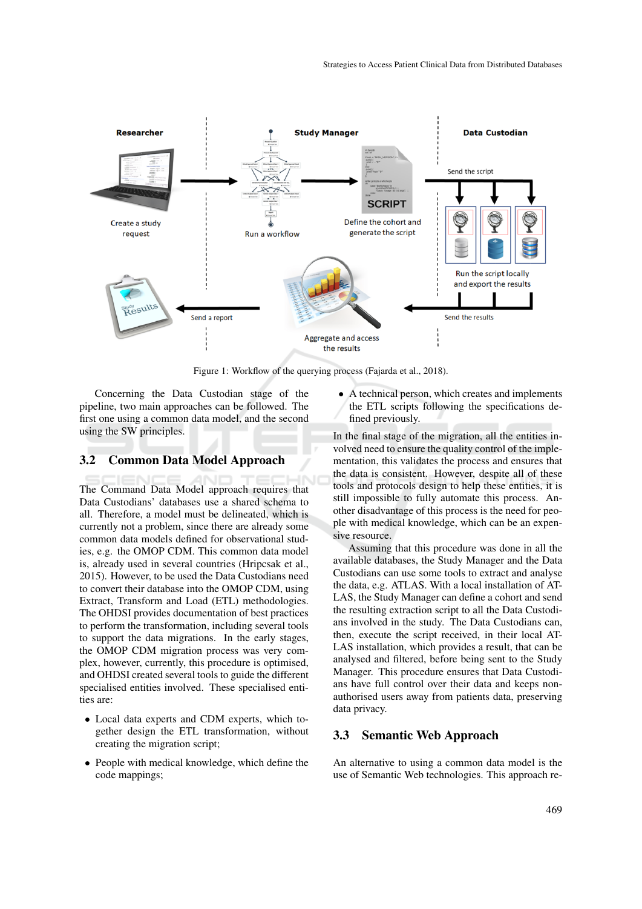Figure 1: Workflow of the querying process (Fajarda et al., 2018).

Concerning the Data Custodian stage of the pipeline, two main approaches can be followed. The first one using a common data model, and the second using the SW principles.

### 3.2 Common Data Model Approach

The Command Data Model approach requires that Data Custodians' databases use a shared schema to all. Therefore, a model must be delineated, which is currently not a problem, since there are already some common data models defined for observational studies, e.g. the OMOP CDM. This common data model is, already used in several countries (Hripcsak et al., 2015). However, to be used the Data Custodians need to convert their database into the OMOP CDM, using Extract, Transform and Load (ETL) methodologies. The OHDSI provides documentation of best practices to perform the transformation, including several tools to support the data migrations. In the early stages, the OMOP CDM migration process was very complex, however, currently, this procedure is optimised, and OHDSI created several tools to guide the different specialised entities involved. These specialised entities are:

- Local data experts and CDM experts, which together design the ETL transformation, without creating the migration script;
- People with medical knowledge, which define the code mappings;
- A technical person, which creates and implements the ETL scripts following the specifications defined previously.

In the final stage of the migration, all the entities involved need to ensure the quality control of the implementation, this validates the process and ensures that the data is consistent. However, despite all of these tools and protocols design to help these entities, it is still impossible to fully automate this process. Another disadvantage of this process is the need for people with medical knowledge, which can be an expensive resource.

Assuming that this procedure was done in all the available databases, the Study Manager and the Data Custodians can use some tools to extract and analyse the data, e.g. ATLAS. With a local installation of ATLAS, the Study Manager can define a cohort and send the resulting extraction script to all the Data Custodians involved in the study. The Data Custodians can, then, execute the script received, in their local ATLAS installation, which provides a result, that can be analysed and filtered, before being sent to the Study Manager. This procedure ensures that Data Custodians have full control over their data and keeps non-authorised users away from patients data, preserving data privacy.

### 3.3 Semantic Web Approach

An alternative to using a common data model is the use of Semantic Web technologies. This approach re-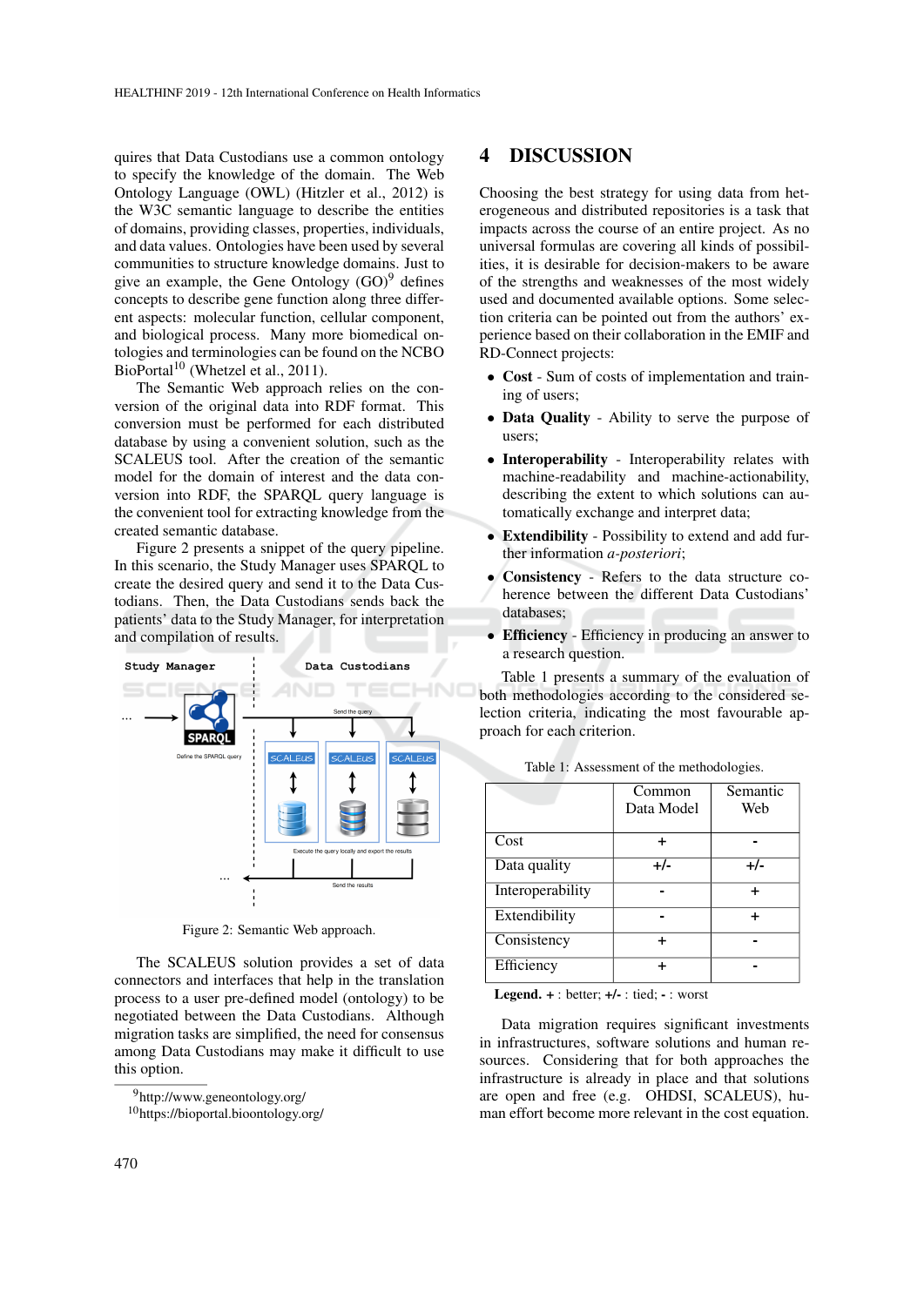quires that Data Custodians use a common ontology to specify the knowledge of the domain. The Web Ontology Language (OWL) (Hitzler et al., 2012) is the W3C semantic language to describe the entities of domains, providing classes, properties, individuals, and data values. Ontologies have been used by several communities to structure knowledge domains. Just to give an example, the Gene Ontology (GO)[9] defines concepts to describe gene function along three different aspects: molecular function, cellular component, and biological process. Many more biomedical ontologies and terminologies can be found on the NCBO BioPortal[10] (Whetzel et al., 2011).

The Semantic Web approach relies on the conversion of the original data into RDF format. This conversion must be performed for each distributed database by using a convenient solution, such as the SCALEUS tool. After the creation of the semantic model for the domain of interest and the data conversion into RDF, the SPARQL query language is the convenient tool for extracting knowledge from the created semantic database.

Figure 2 presents a snippet of the query pipeline. In this scenario, the Study Manager uses SPARQL to create the desired query and send it to the Data Custodians. Then, the Data Custodians sends back the patients' data to the Study Manager, for interpretation and compilation of results.

Figure 2: Semantic Web approach.

The SCALEUS solution provides a set of data connectors and interfaces that help in the translation process to a user pre-defined model (ontology) to be negotiated between the Data Custodians. Although migration tasks are simplified, the need for consensus among Data Custodians may make it difficult to use this option.

[9] http://www.geneontology.org/
[10] https://bioportal.bioontology.org/

# 4 DISCUSSION

Choosing the best strategy for using data from heterogeneous and distributed repositories is a task that impacts across the course of an entire project. As no universal formulas are covering all kinds of possibilities, it is desirable for decision-makers to be aware of the strengths and weaknesses of the most widely used and documented available options. Some selection criteria can be pointed out from the authors' experience based on their collaboration in the EMIF and RD-Connect projects:

- **Cost** - Sum of costs of implementation and training of users;
- **Data Quality** - Ability to serve the purpose of users;
- **Interoperability** - Interoperability relates with machine-readability and machine-actionability, describing the extent to which solutions can automatically exchange and interpret data;
- **Extendibility** - Possibility to extend and add further information *a-posteriori*;
- **Consistency** - Refers to the data structure coherence between the different Data Custodians' databases;
- **Efficiency** - Efficiency in producing an answer to a research question.

Table 1 presents a summary of the evaluation of both methodologies according to the considered selection criteria, indicating the most favourable approach for each criterion.

Table 1: Assessment of the methodologies.

| | Common Data Model | Semantic Web |
|---|---|---|
| Cost | + | - |
| Data quality | +/- | +/- |
| Interoperability | - | + |
| Extendibility | - | + |
| Consistency | + | - |
| Efficiency | + | - |

**Legend.** **+** : better; **+/-** : tied; **-** : worst

Data migration requires significant investments in infrastructures, software solutions and human resources. Considering that for both approaches the infrastructure is already in place and that solutions are open and free (e.g. OHDSI, SCALEUS), human effort become more relevant in the cost equation.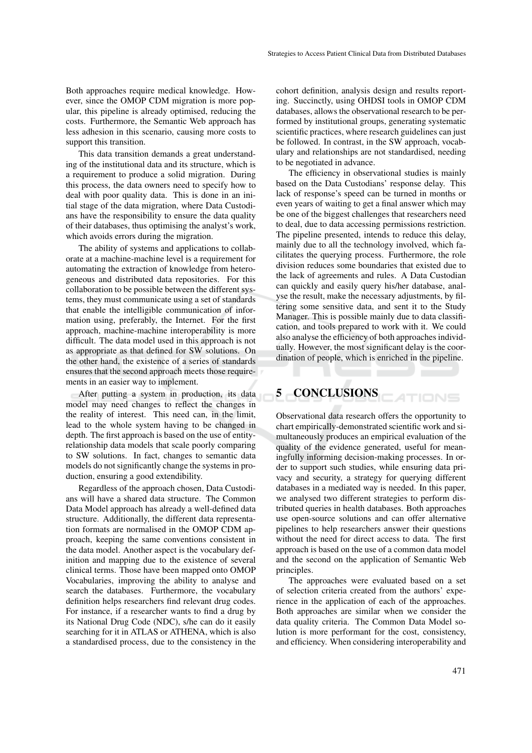Both approaches require medical knowledge. However, since the OMOP CDM migration is more popular, this pipeline is already optimised, reducing the costs. Furthermore, the Semantic Web approach has less adhesion in this scenario, causing more costs to support this transition.

This data transition demands a great understanding of the institutional data and its structure, which is a requirement to produce a solid migration. During this process, the data owners need to specify how to deal with poor quality data. This is done in an initial stage of the data migration, where Data Custodians have the responsibility to ensure the data quality of their databases, thus optimising the analyst's work, which avoids errors during the migration.

The ability of systems and applications to collaborate at a machine-machine level is a requirement for automating the extraction of knowledge from heterogeneous and distributed data repositories. For this collaboration to be possible between the different systems, they must communicate using a set of standards that enable the intelligible communication of information using, preferably, the Internet. For the first approach, machine-machine interoperability is more difficult. The data model used in this approach is not as appropriate as that defined for SW solutions. On the other hand, the existence of a series of standards ensures that the second approach meets those requirements in an easier way to implement.

After putting a system in production, its data model may need changes to reflect the changes in the reality of interest. This need can, in the limit, lead to the whole system having to be changed in depth. The first approach is based on the use of entity-relationship data models that scale poorly comparing to SW solutions. In fact, changes to semantic data models do not significantly change the systems in production, ensuring a good extendibility.

Regardless of the approach chosen, Data Custodians will have a shared data structure. The Common Data Model approach has already a well-defined data structure. Additionally, the different data representation formats are normalised in the OMOP CDM approach, keeping the same conventions consistent in the data model. Another aspect is the vocabulary definition and mapping due to the existence of several clinical terms. Those have been mapped onto OMOP Vocabularies, improving the ability to analyse and search the databases. Furthermore, the vocabulary definition helps researchers find relevant drug codes. For instance, if a researcher wants to find a drug by its National Drug Code (NDC), s/he can do it easily searching for it in ATLAS or ATHENA, which is also a standardised process, due to the consistency in the cohort definition, analysis design and results reporting. Succinctly, using OHDSI tools in OMOP CDM databases, allows the observational research to be performed by institutional groups, generating systematic scientific practices, where research guidelines can just be followed. In contrast, in the SW approach, vocabulary and relationships are not standardised, needing to be negotiated in advance.

The efficiency in observational studies is mainly based on the Data Custodians' response delay. This lack of response's speed can be turned in months or even years of waiting to get a final answer which may be one of the biggest challenges that researchers need to deal, due to data accessing permissions restriction. The pipeline presented, intends to reduce this delay, mainly due to all the technology involved, which facilitates the querying process. Furthermore, the role division reduces some boundaries that existed due to the lack of agreements and rules. A Data Custodian can quickly and easily query his/her database, analyse the result, make the necessary adjustments, by filtering some sensitive data, and sent it to the Study Manager. This is possible mainly due to data classification, and tools prepared to work with it. We could also analyse the efficiency of both approaches individually. However, the most significant delay is the coordination of people, which is enriched in the pipeline.

## 5 CONCLUSIONS

Observational data research offers the opportunity to chart empirically-demonstrated scientific work and simultaneously produces an empirical evaluation of the quality of the evidence generated, useful for meaningfully informing decision-making processes. In order to support such studies, while ensuring data privacy and security, a strategy for querying different databases in a mediated way is needed. In this paper, we analysed two different strategies to perform distributed queries in health databases. Both approaches use open-source solutions and can offer alternative pipelines to help researchers answer their questions without the need for direct access to data. The first approach is based on the use of a common data model and the second on the application of Semantic Web principles.

The approaches were evaluated based on a set of selection criteria created from the authors' experience in the application of each of the approaches. Both approaches are similar when we consider the data quality criteria. The Common Data Model solution is more performant for the cost, consistency, and efficiency. When considering interoperability and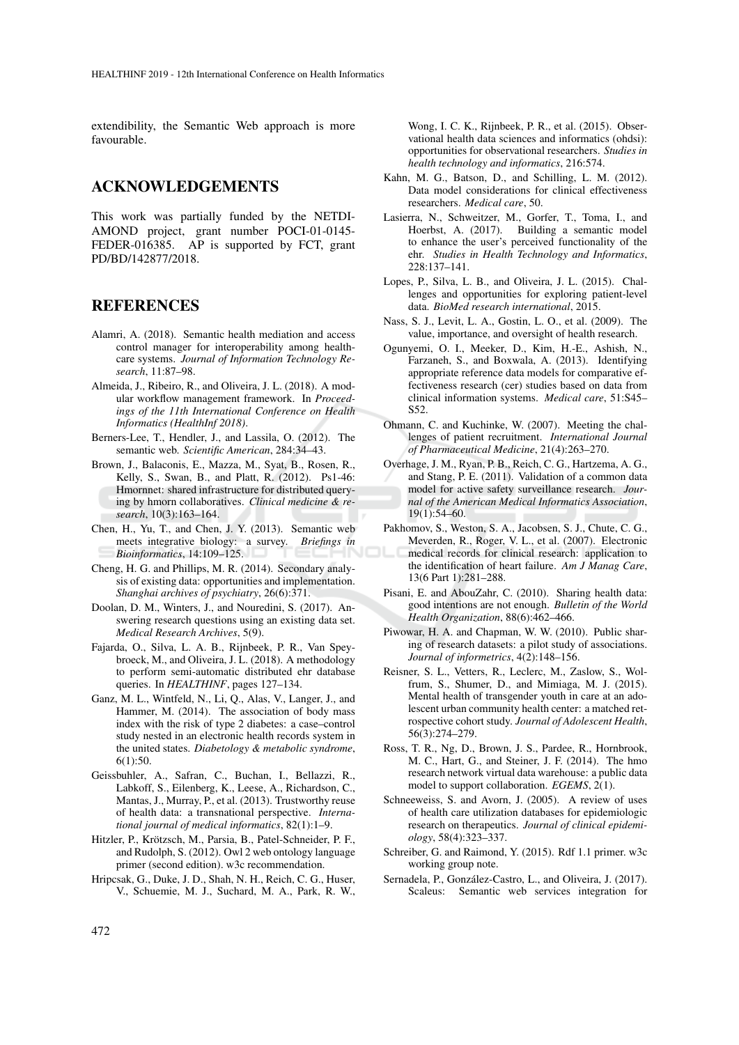extendibility, the Semantic Web approach is more favourable.

## ACKNOWLEDGEMENTS

This work was partially funded by the NETDIAMOND project, grant number POCI-01-0145-FEDER-016385. AP is supported by FCT, grant PD/BD/142877/2018.

## REFERENCES

Alamri, A. (2018). Semantic health mediation and access control manager for interoperability among healthcare systems. *Journal of Information Technology Research*, 11:87–98.

Almeida, J., Ribeiro, R., and Oliveira, J. L. (2018). A modular workflow management framework. In *Proceedings of the 11th International Conference on Health Informatics (HealthInf 2018)*.

Berners-Lee, T., Hendler, J., and Lassila, O. (2012). The semantic web. *Scientific American*, 284:34–43.

Brown, J., Balaconis, E., Mazza, M., Syat, B., Rosen, R., Kelly, S., Swan, B., and Platt, R. (2012). Ps1-46: Hmornnet: shared infrastructure for distributed querying by hmorn collaboratives. *Clinical medicine & research*, 10(3):163–164.

Chen, H., Yu, T., and Chen, J. Y. (2013). Semantic web meets integrative biology: a survey. *Briefings in Bioinformatics*, 14:109–125.

Cheng, H. G. and Phillips, M. R. (2014). Secondary analysis of existing data: opportunities and implementation. *Shanghai archives of psychiatry*, 26(6):371.

Doolan, D. M., Winters, J., and Nouredini, S. (2017). Answering research questions using an existing data set. *Medical Research Archives*, 5(9).

Fajarda, O., Silva, L. A. B., Rijnbeek, P. R., Van Speybroeck, M., and Oliveira, J. L. (2018). A methodology to perform semi-automatic distributed ehr database queries. In *HEALTHINF*, pages 127–134.

Ganz, M. L., Wintfeld, N., Li, Q., Alas, V., Langer, J., and Hammer, M. (2014). The association of body mass index with the risk of type 2 diabetes: a case–control study nested in an electronic health records system in the united states. *Diabetology & metabolic syndrome*, 6(1):50.

Geissbuhler, A., Safran, C., Buchan, I., Bellazzi, R., Labkoff, S., Eilenberg, K., Leese, A., Richardson, C., Mantas, J., Murray, P., et al. (2013). Trustworthy reuse of health data: a transnational perspective. *International journal of medical informatics*, 82(1):1–9.

Hitzler, P., Krötzsch, M., Parsia, B., Patel-Schneider, P. F., and Rudolph, S. (2012). Owl 2 web ontology language primer (second edition). w3c recommendation.

Hripcsak, G., Duke, J. D., Shah, N. H., Reich, C. G., Huser, V., Schuemie, M. J., Suchard, M. A., Park, R. W., Wong, I. C. K., Rijnbeek, P. R., et al. (2015). Observational health data sciences and informatics (ohdsi): opportunities for observational researchers. *Studies in health technology and informatics*, 216:574.

Kahn, M. G., Batson, D., and Schilling, L. M. (2012). Data model considerations for clinical effectiveness researchers. *Medical care*, 50.

Lasierra, N., Schweitzer, M., Gorfer, T., Toma, I., and Hoerbst, A. (2017). Building a semantic model to enhance the user's perceived functionality of the ehr. *Studies in Health Technology and Informatics*, 228:137–141.

Lopes, P., Silva, L. B., and Oliveira, J. L. (2015). Challenges and opportunities for exploring patient-level data. *BioMed research international*, 2015.

Nass, S. J., Levit, L. A., Gostin, L. O., et al. (2009). The value, importance, and oversight of health research.

Ogunyemi, O. I., Meeker, D., Kim, H.-E., Ashish, N., Farzaneh, S., and Boxwala, A. (2013). Identifying appropriate reference data models for comparative effectiveness research (cer) studies based on data from clinical information systems. *Medical care*, 51:S45–S52.

Ohmann, C. and Kuchinke, W. (2007). Meeting the challenges of patient recruitment. *International Journal of Pharmaceutical Medicine*, 21(4):263–270.

Overhage, J. M., Ryan, P. B., Reich, C. G., Hartzema, A. G., and Stang, P. E. (2011). Validation of a common data model for active safety surveillance research. *Journal of the American Medical Informatics Association*, 19(1):54–60.

Pakhomov, S., Weston, S. A., Jacobsen, S. J., Chute, C. G., Meverden, R., Roger, V. L., et al. (2007). Electronic medical records for clinical research: application to the identification of heart failure. *Am J Manag Care*, 13(6 Part 1):281–288.

Pisani, E. and AbouZahr, C. (2010). Sharing health data: good intentions are not enough. *Bulletin of the World Health Organization*, 88(6):462–466.

Piwowar, H. A. and Chapman, W. W. (2010). Public sharing of research datasets: a pilot study of associations. *Journal of informetrics*, 4(2):148–156.

Reisner, S. L., Vetters, R., Leclerc, M., Zaslow, S., Wolfrum, S., Shumer, D., and Mimiaga, M. J. (2015). Mental health of transgender youth in care at an adolescent urban community health center: a matched retrospective cohort study. *Journal of Adolescent Health*, 56(3):274–279.

Ross, T. R., Ng, D., Brown, J. S., Pardee, R., Hornbrook, M. C., Hart, G., and Steiner, J. F. (2014). The hmo research network virtual data warehouse: a public data model to support collaboration. *EGEMS*, 2(1).

Schneeweiss, S. and Avorn, J. (2005). A review of uses of health care utilization databases for epidemiologic research on therapeutics. *Journal of clinical epidemiology*, 58(4):323–337.

Schreiber, G. and Raimond, Y. (2015). Rdf 1.1 primer. w3c working group note.

Sernadela, P., González-Castro, L., and Oliveira, J. (2017). Scaleus: Semantic web services integration for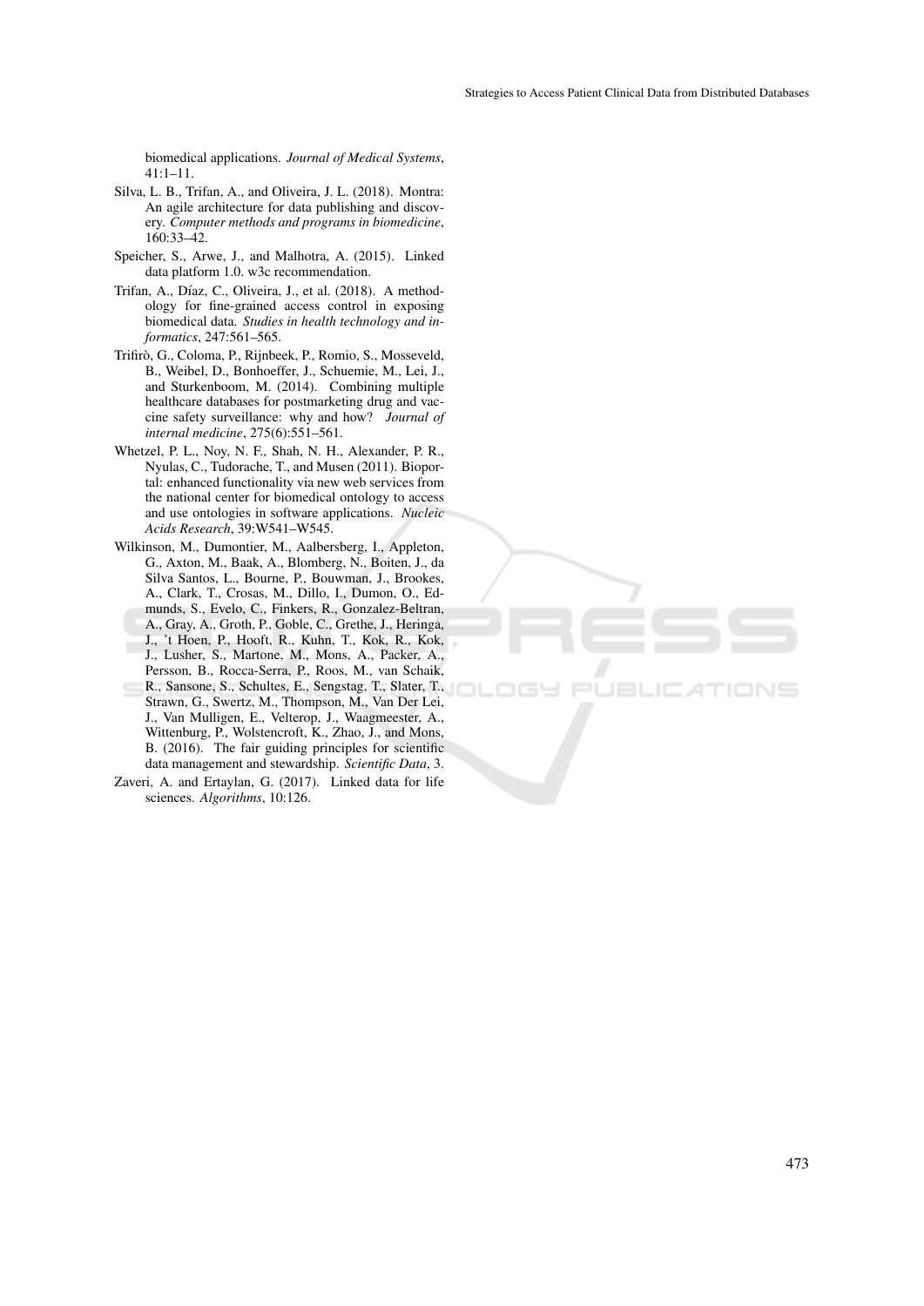biomedical applications. *Journal of Medical Systems*, 41:1–11.

Silva, L. B., Trifan, A., and Oliveira, J. L. (2018). Montra: An agile architecture for data publishing and discovery. *Computer methods and programs in biomedicine*, 160:33–42.

Speicher, S., Arwe, J., and Malhotra, A. (2015). Linked data platform 1.0. w3c recommendation.

Trifan, A., Díaz, C., Oliveira, J., et al. (2018). A methodology for fine-grained access control in exposing biomedical data. *Studies in health technology and informatics*, 247:561–565.

Trifirò, G., Coloma, P., Rijnbeek, P., Romio, S., Mosseveld, B., Weibel, D., Bonhoeffer, J., Schuemie, M., Lei, J., and Sturkenboom, M. (2014). Combining multiple healthcare databases for postmarketing drug and vaccine safety surveillance: why and how? *Journal of internal medicine*, 275(6):551–561.

Whetzel, P. L., Noy, N. F., Shah, N. H., Alexander, P. R., Nyulas, C., Tudorache, T., and Musen (2011). Bioportal: enhanced functionality via new web services from the national center for biomedical ontology to access and use ontologies in software applications. *Nucleic Acids Research*, 39:W541–W545.

Wilkinson, M., Dumontier, M., Aalbersberg, I., Appleton, G., Axton, M., Baak, A., Blomberg, N., Boiten, J., da Silva Santos, L., Bourne, P., Bouwman, J., Brookes, A., Clark, T., Crosas, M., Dillo, I., Dumon, O., Edmunds, S., Evelo, C., Finkers, R., Gonzalez-Beltran, A., Gray, A., Groth, P., Goble, C., Grethe, J., Heringa, J., 't Hoen, P., Hooft, R., Kuhn, T., Kok, R., Kok, J., Lusher, S., Martone, M., Mons, A., Packer, A., Persson, B., Rocca-Serra, P., Roos, M., van Schaik, R., Sansone, S., Schultes, E., Sengstag, T., Slater, T., Strawn, G., Swertz, M., Thompson, M., Van Der Lei, J., Van Mulligen, E., Velterop, J., Waagmeester, A., Wittenburg, P., Wolstencroft, K., Zhao, J., and Mons, B. (2016). The fair guiding principles for scientific data management and stewardship. *Scientific Data*, 3.

Zaveri, A. and Ertaylan, G. (2017). Linked data for life sciences. *Algorithms*, 10:126.